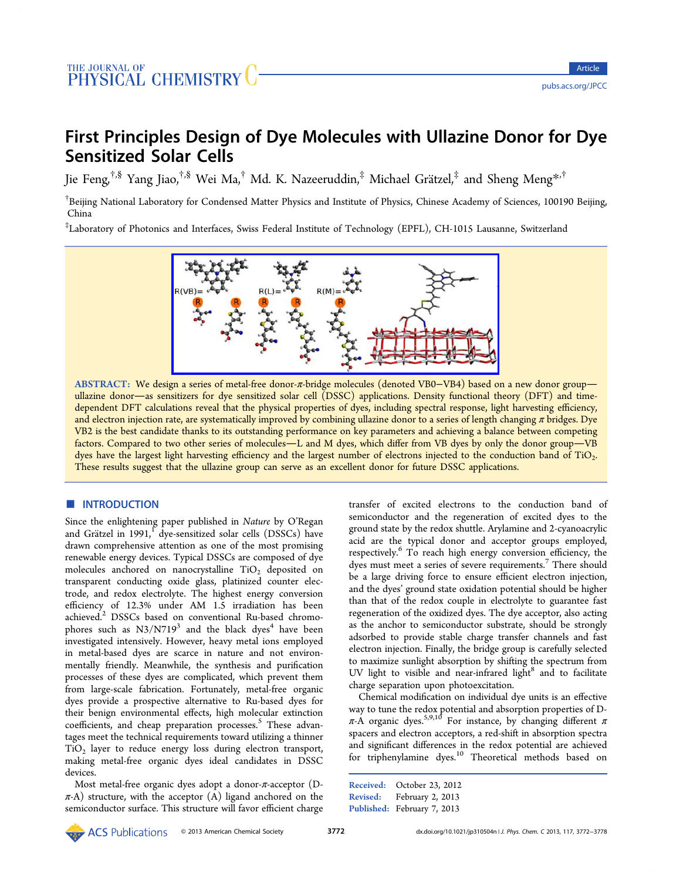# First Principles Design of Dye Molecules with Ullazine Donor for Dye Sensitized Solar Cells

Jie Feng,[†,§] Yang Jiao,[†,§] Wei Ma,[†] Md. K. Nazeeruddin,[‡] Michael Grätzel,[‡] and Sheng Meng*,[†]

[†]Beijing National Laboratory for Condensed Matter Physics and Institute of Physics, Chinese Academy of Sciences, 100190 Beijing, China

[‡]Laboratory of Photonics and Interfaces, Swiss Federal Institute of Technology (EPFL), CH-1015 Lausanne, Switzerland

**ABSTRACT:** We design a series of metal-free donor-π-bridge molecules (denoted VB0−VB4) based on a new donor group—ullazine donor—as sensitizers for dye sensitized solar cell (DSSC) applications. Density functional theory (DFT) and time-dependent DFT calculations reveal that the physical properties of dyes, including spectral response, light harvesting efficiency, and electron injection rate, are systematically improved by combining ullazine donor to a series of length changing π bridges. Dye VB2 is the best candidate thanks to its outstanding performance on key parameters and achieving a balance between competing factors. Compared to two other series of molecules—L and M dyes, which differ from VB dyes by only the donor group—VB dyes have the largest light harvesting efficiency and the largest number of electrons injected to the conduction band of $TiO_2$. These results suggest that the ullazine group can serve as an excellent donor for future DSSC applications.

## INTRODUCTION

Since the enlightening paper published in *Nature* by O'Regan and Grätzel in 1991,[1] dye-sensitized solar cells (DSSCs) have drawn comprehensive attention as one of the most promising renewable energy devices. Typical DSSCs are composed of dye molecules anchored on nanocrystalline $TiO_2$ deposited on transparent conducting oxide glass, platinized counter electrode, and redox electrolyte. The highest energy conversion efficiency of 12.3% under AM 1.5 irradiation has been achieved.[2] DSSCs based on conventional Ru-based chromophores such as N3/N719[3] and the black dyes[4] have been investigated intensively. However, heavy metal ions employed in metal-based dyes are scarce in nature and not environmentally friendly. Meanwhile, the synthesis and purification processes of these dyes are complicated, which prevent them from large-scale fabrication. Fortunately, metal-free organic dyes provide a prospective alternative to Ru-based dyes for their benign environmental effects, high molecular extinction coefficients, and cheap preparation processes.[5] These advantages meet the technical requirements toward utilizing a thinner $TiO_2$ layer to reduce energy loss during electron transport, making metal-free organic dyes ideal candidates in DSSC devices.

Most metal-free organic dyes adopt a donor-π-acceptor (D-π-A) structure, with the acceptor (A) ligand anchored on the semiconductor surface. This structure will favor efficient charge transfer of excited electrons to the conduction band of semiconductor and the regeneration of excited dyes to the ground state by the redox shuttle. Arylamine and 2-cyanoacrylic acid are the typical donor and acceptor groups employed, respectively.[6] To reach high energy conversion efficiency, the dyes must meet a series of severe requirements.[7] There should be a large driving force to ensure efficient electron injection, and the dyes' ground state oxidation potential should be higher than that of the redox couple in electrolyte to guarantee fast regeneration of the oxidized dyes. The dye acceptor, also acting as the anchor to semiconductor substrate, should be strongly adsorbed to provide stable charge transfer channels and fast electron injection. Finally, the bridge group is carefully selected to maximize sunlight absorption by shifting the spectrum from UV light to visible and near-infrared light[8] and to facilitate charge separation upon photoexcitation.

Chemical modification on individual dye units is an effective way to tune the redox potential and absorption properties of D-π-A organic dyes.[5,9,10] For instance, by changing different π spacers and electron acceptors, a red-shift in absorption spectra and significant differences in the redox potential are achieved for triphenylamine dyes.[10] Theoretical methods based on

Received: October 23, 2012
Revised: February 2, 2013
Published: February 7, 2013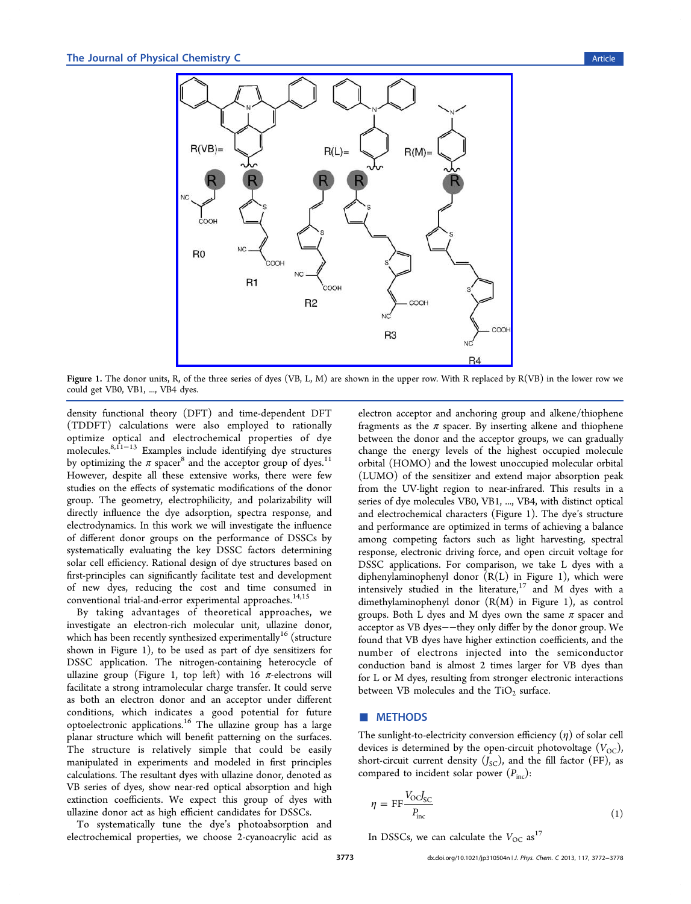Figure 1. The donor units, R, of the three series of dyes (VB, L, M) are shown in the upper row. With R replaced by R(VB) in the lower row we could get VB0, VB1, ..., VB4 dyes.

density functional theory (DFT) and time-dependent DFT (TDDFT) calculations were also employed to rationally optimize optical and electrochemical properties of dye molecules.[8,11−13] Examples include identifying dye structures by optimizing the $\pi$ spacer[8] and the acceptor group of dyes.[11] However, despite all these extensive works, there were few studies on the effects of systematic modifications of the donor group. The geometry, electrophilicity, and polarizability will directly influence the dye adsorption, spectra response, and electrodynamics. In this work we will investigate the influence of different donor groups on the performance of DSSCs by systematically evaluating the key DSSC factors determining solar cell efficiency. Rational design of dye structures based on first-principles can significantly facilitate test and development of new dyes, reducing the cost and time consumed in conventional trial-and-error experimental approaches.[14,15]

By taking advantages of theoretical approaches, we investigate an electron-rich molecular unit, ullazine donor, which has been recently synthesized experimentally[16] (structure shown in Figure 1), to be used as part of dye sensitizers for DSSC application. The nitrogen-containing heterocycle of ullazine group (Figure 1, top left) with 16 $\pi$-electrons will facilitate a strong intramolecular charge transfer. It could serve as both an electron donor and an acceptor under different conditions, which indicates a good potential for future optoelectronic applications.[16] The ullazine group has a large planar structure which will benefit patterning on the surfaces. The structure is relatively simple that could be easily manipulated in experiments and modeled in first principles calculations. The resultant dyes with ullazine donor, denoted as VB series of dyes, show near-red optical absorption and high extinction coefficients. We expect this group of dyes with ullazine donor act as high efficient candidates for DSSCs.

To systematically tune the dye's photoabsorption and electrochemical properties, we choose 2-cyanoacrylic acid as electron acceptor and anchoring group and alkene/thiophene fragments as the $\pi$ spacer. By inserting alkene and thiophene between the donor and the acceptor groups, we can gradually change the energy levels of the highest occupied molecule orbital (HOMO) and the lowest unoccupied molecular orbital (LUMO) of the sensitizer and extend major absorption peak from the UV-light region to near-infrared. This results in a series of dye molecules VB0, VB1, ..., VB4, with distinct optical and electrochemical characters (Figure 1). The dye's structure and performance are optimized in terms of achieving a balance among competing factors such as light harvesting, spectral response, electronic driving force, and open circuit voltage for DSSC applications. For comparison, we take L dyes with a diphenylaminophenyl donor (R(L) in Figure 1), which were intensively studied in the literature,[17] and M dyes with a dimethylaminophenyl donor (R(M) in Figure 1), as control groups. Both L dyes and M dyes own the same $\pi$ spacer and acceptor as VB dyes—they only differ by the donor group. We found that VB dyes have higher extinction coefficients, and the number of electrons injected into the semiconductor conduction band is almost 2 times larger for VB dyes than for L or M dyes, resulting from stronger electronic interactions between VB molecules and the $TiO_2$ surface.

## METHODS

The sunlight-to-electricity conversion efficiency ($\eta$) of solar cell devices is determined by the open-circuit photovoltage ($V_{OC}$), short-circuit current density ($J_{SC}$), and the fill factor (FF), as compared to incident solar power ($P_{inc}$):

$$\eta = \mathrm{FF}\frac{V_{OC}J_{SC}}{P_{inc}} \tag{1}$$

In DSSCs, we can calculate the $V_{OC}$ as[17]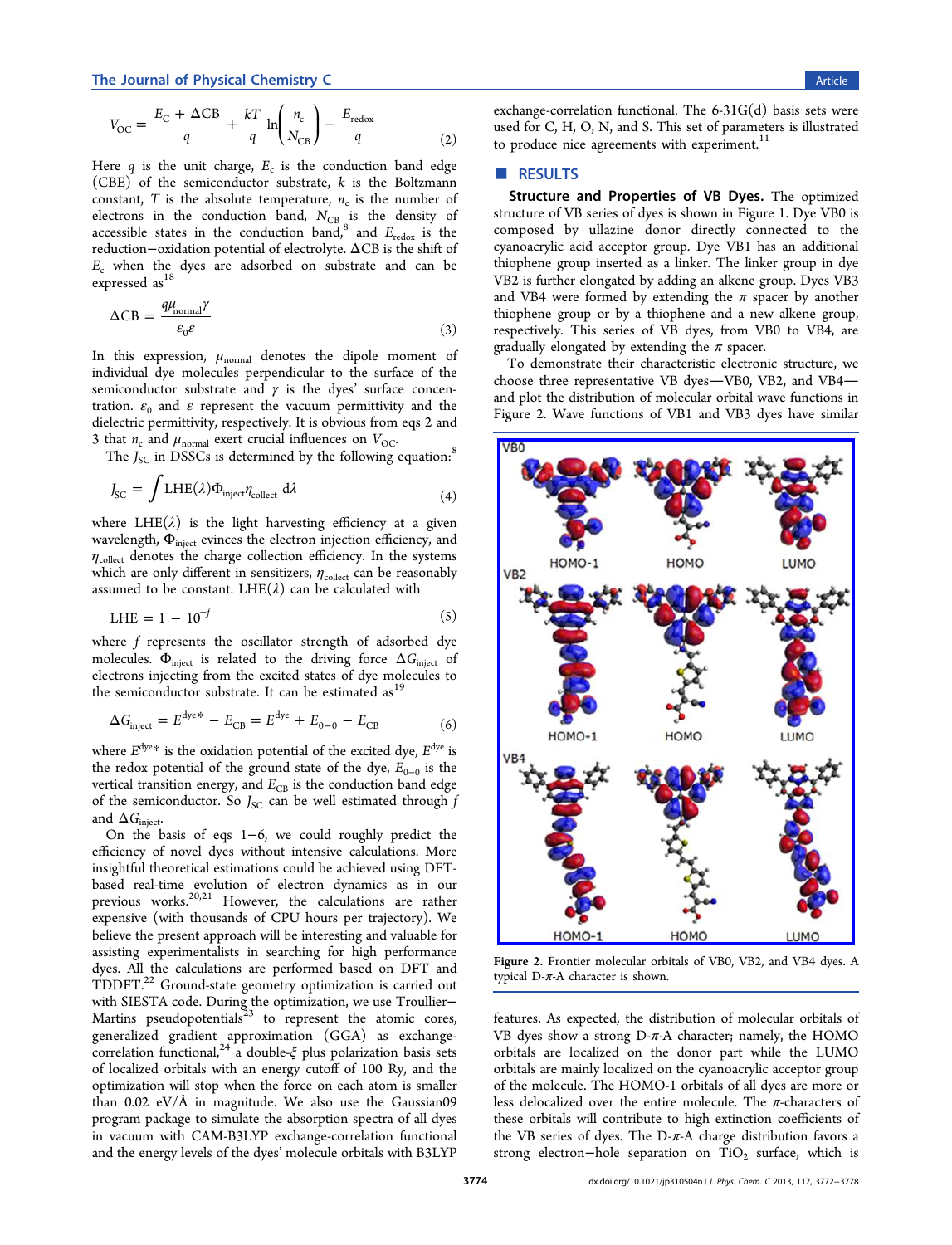$$V_{OC} = \frac{E_C + \Delta CB}{q} + \frac{kT}{q}\ln\left(\frac{n_c}{N_{CB}}\right) - \frac{E_{redox}}{q} \tag{2}$$

Here $q$ is the unit charge, $E_c$ is the conduction band edge (CBE) of the semiconductor substrate, $k$ is the Boltzmann constant, $T$ is the absolute temperature, $n_c$ is the number of electrons in the conduction band, $N_{CB}$ is the density of accessible states in the conduction band,[8] and $E_{redox}$ is the reduction–oxidation potential of electrolyte. ΔCB is the shift of $E_c$ when the dyes are adsorbed on substrate and can be expressed as[18]

$$\Delta CB = \frac{q\mu_{normal}\gamma}{\varepsilon_0 \varepsilon} \tag{3}$$

In this expression, $\mu_{normal}$ denotes the dipole moment of individual dye molecules perpendicular to the surface of the semiconductor substrate and $\gamma$ is the dyes' surface concentration. $\varepsilon_0$ and $\varepsilon$ represent the vacuum permittivity and the dielectric permittivity, respectively. It is obvious from eqs 2 and 3 that $n_c$ and $\mu_{normal}$ exert crucial influences on $V_{OC}$.

The $J_{SC}$ in DSSCs is determined by the following equation:[8]

$$J_{SC} = \int \mathrm{LHE}(\lambda)\Phi_{inject}\eta_{collect}\, d\lambda \tag{4}$$

where LHE(λ) is the light harvesting efficiency at a given wavelength, $\Phi_{inject}$ evinces the electron injection efficiency, and $\eta_{collect}$ denotes the charge collection efficiency. In the systems which are only different in sensitizers, $\eta_{collect}$ can be reasonably assumed to be constant. LHE(λ) can be calculated with

$$\mathrm{LHE} = 1 - 10^{-f} \tag{5}$$

where $f$ represents the oscillator strength of adsorbed dye molecules. $\Phi_{inject}$ is related to the driving force $\Delta G_{inject}$ of electrons injecting from the excited states of dye molecules to the semiconductor substrate. It can be estimated as[19]

$$\Delta G_{inject} = E^{dye*} - E_{CB} = E^{dye} + E_{0-0} - E_{CB} \tag{6}$$

where $E^{dye*}$ is the oxidation potential of the excited dye, $E^{dye}$ is the redox potential of the ground state of the dye, $E_{0-0}$ is the vertical transition energy, and $E_{CB}$ is the conduction band edge of the semiconductor. So $J_{SC}$ can be well estimated through $f$ and $\Delta G_{inject}$.

On the basis of eqs 1–6, we could roughly predict the efficiency of novel dyes without intensive calculations. More insightful theoretical estimations could be achieved using DFT-based real-time evolution of electron dynamics as in our previous works.[20,21] However, the calculations are rather expensive (with thousands of CPU hours per trajectory). We believe the present approach will be interesting and valuable for assisting experimentalists in searching for high performance dyes. All the calculations are performed based on DFT and TDDFT.[22] Ground-state geometry optimization is carried out with SIESTA code. During the optimization, we use Troullier–Martins pseudopotentials[23] to represent the atomic cores, generalized gradient approximation (GGA) as exchange-correlation functional,[24] a double-ξ plus polarization basis sets of localized orbitals with an energy cutoff of 100 Ry, and the optimization will stop when the force on each atom is smaller than 0.02 eV/Å in magnitude. We also use the Gaussian09 program package to simulate the absorption spectra of all dyes in vacuum with CAM-B3LYP exchange-correlation functional and the energy levels of the dyes' molecule orbitals with B3LYP exchange-correlation functional. The 6-31G(d) basis sets were used for C, H, O, N, and S. This set of parameters is illustrated to produce nice agreements with experiment.[11]

## RESULTS

**Structure and Properties of VB Dyes.** The optimized structure of VB series of dyes is shown in Figure 1. Dye VB0 is composed by ullazine donor directly connected to the cyanoacrylic acid acceptor group. Dye VB1 has an additional thiophene group inserted as a linker. The linker group in dye VB2 is further elongated by adding an alkene group. Dyes VB3 and VB4 were formed by extending the π spacer by another thiophene group or by a thiophene and a new alkene group, respectively. This series of VB dyes, from VB0 to VB4, are gradually elongated by extending the π spacer.

To demonstrate their characteristic electronic structure, we choose three representative VB dyes—VB0, VB2, and VB4—and plot the distribution of molecular orbital wave functions in Figure 2. Wave functions of VB1 and VB3 dyes have similar features. As expected, the distribution of molecular orbitals of VB dyes show a strong D-π-A character; namely, the HOMO orbitals are localized on the donor part while the LUMO orbitals are mainly localized on the cyanoacrylic acceptor group of the molecule. The HOMO-1 orbitals of all dyes are more or less delocalized over the entire molecule. The π-characters of these orbitals will contribute to high extinction coefficients of the VB series of dyes. The D-π-A charge distribution favors a strong electron–hole separation on $TiO_2$ surface, which is

Figure 2. Frontier molecular orbitals of VB0, VB2, and VB4 dyes. A typical D-π-A character is shown.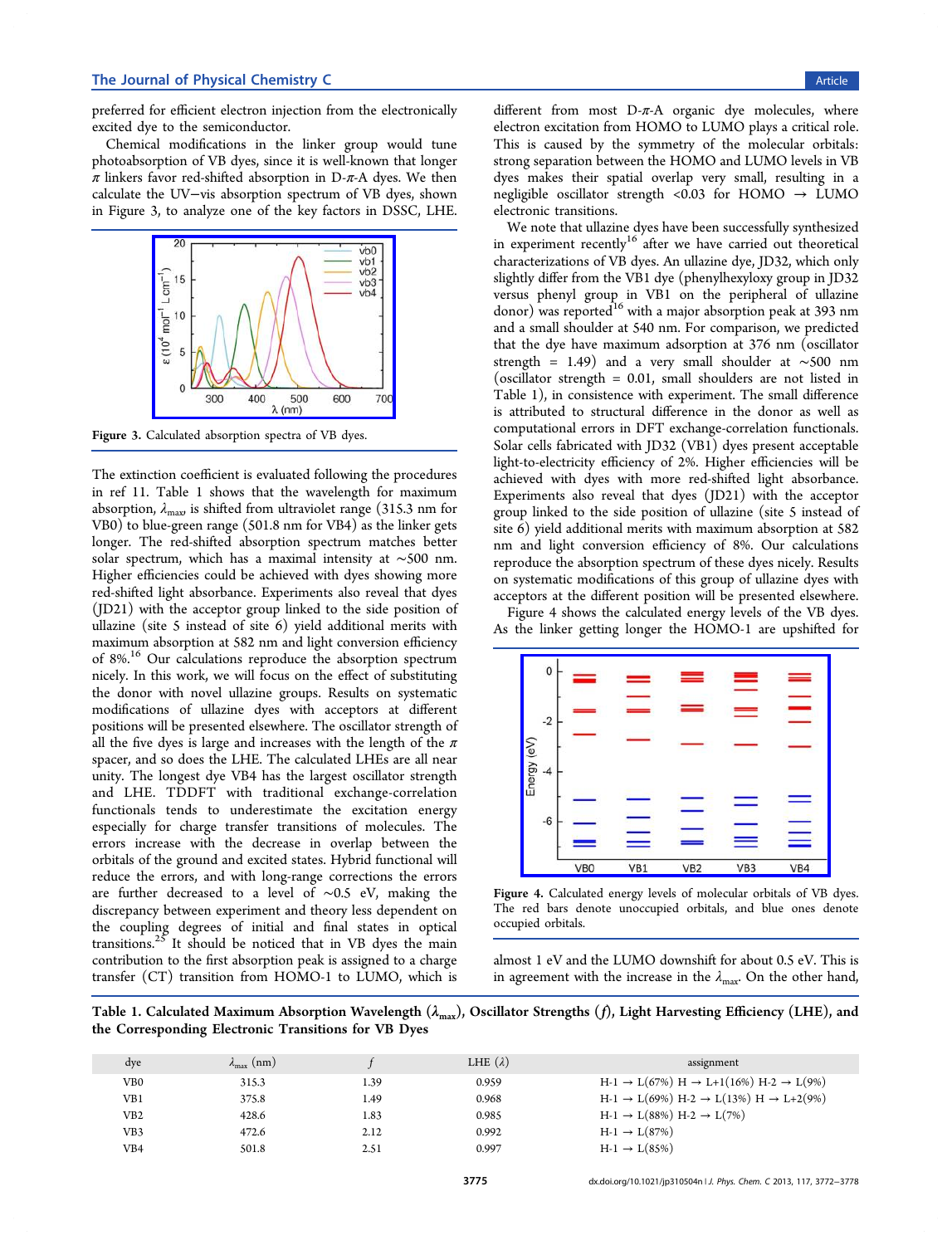preferred for efficient electron injection from the electronically excited dye to the semiconductor.

Chemical modifications in the linker group would tune photoabsorption of VB dyes, since it is well-known that longer $\pi$ linkers favor red-shifted absorption in D-$\pi$-A dyes. We then calculate the UV−vis absorption spectrum of VB dyes, shown in Figure 3, to analyze one of the key factors in DSSC, LHE.

Figure 3. Calculated absorption spectra of VB dyes.

The extinction coefficient is evaluated following the procedures in ref 11. Table 1 shows that the wavelength for maximum absorption, $\lambda_{max}$, is shifted from ultraviolet range (315.3 nm for VB0) to blue-green range (501.8 nm for VB4) as the linker gets longer. The red-shifted absorption spectrum matches better solar spectrum, which has a maximal intensity at ~500 nm. Higher efficiencies could be achieved with dyes showing more red-shifted light absorbance. Experiments also reveal that dyes (JD21) with the acceptor group linked to the side position of ullazine (site 5 instead of site 6) yield additional merits with maximum absorption at 582 nm and light conversion efficiency of 8%.[16] Our calculations reproduce the absorption spectrum nicely. In this work, we will focus on the effect of substituting the donor with novel ullazine groups. Results on systematic modifications of ullazine dyes with acceptors at different positions will be presented elsewhere. The oscillator strength of all the five dyes is large and increases with the length of the $\pi$ spacer, and so does the LHE. The calculated LHEs are all near unity. The longest dye VB4 has the largest oscillator strength and LHE. TDDFT with traditional exchange-correlation functionals tends to underestimate the excitation energy especially for charge transfer transitions of molecules. The errors increase with the decrease in overlap between the orbitals of the ground and excited states. Hybrid functional will reduce the errors, and with long-range corrections the errors are further decreased to a level of ~0.5 eV, making the discrepancy between experiment and theory less dependent on the coupling degrees of initial and final states in optical transitions.[25] It should be noticed that in VB dyes the main contribution to the first absorption peak is assigned to a charge transfer (CT) transition from HOMO-1 to LUMO, which is different from most D-$\pi$-A organic dye molecules, where electron excitation from HOMO to LUMO plays a critical role. This is caused by the symmetry of the molecular orbitals: strong separation between the HOMO and LUMO levels in VB dyes makes their spatial overlap very small, resulting in a negligible oscillator strength <0.03 for HOMO → LUMO electronic transitions.

We note that ullazine dyes have been successfully synthesized in experiment recently[16] after we have carried out theoretical characterizations of VB dyes. An ullazine dye, JD32, which only slightly differ from the VB1 dye (phenylhexyloxy group in JD32 versus phenyl group in VB1 on the peripheral of ullazine donor) was reported[16] with a major absorption peak at 393 nm and a small shoulder at 540 nm. For comparison, we predicted that the dye have maximum adsorption at 376 nm (oscillator strength = 1.49) and a very small shoulder at ~500 nm (oscillator strength = 0.01, small shoulders are not listed in Table 1), in consistence with experiment. The small difference is attributed to structural difference in the donor as well as computational errors in DFT exchange-correlation functionals. Solar cells fabricated with JD32 (VB1) dyes present acceptable light-to-electricity efficiency of 2%. Higher efficiencies will be achieved with dyes with more red-shifted light absorbance. Experiments also reveal that dyes (JD21) with the acceptor group linked to the side position of ullazine (site 5 instead of site 6) yield additional merits with maximum absorption at 582 nm and light conversion efficiency of 8%. Our calculations reproduce the absorption spectrum of these dyes nicely. Results on systematic modifications of this group of ullazine dyes with acceptors at the different position will be presented elsewhere.

Figure 4 shows the calculated energy levels of the VB dyes. As the linker getting longer the HOMO-1 are upshifted for almost 1 eV and the LUMO downshift for about 0.5 eV. This is in agreement with the increase in the $\lambda_{max}$. On the other hand,

Figure 4. Calculated energy levels of molecular orbitals of VB dyes. The red bars denote unoccupied orbitals, and blue ones denote occupied orbitals.

Table 1. Calculated Maximum Absorption Wavelength ($\lambda_{max}$), Oscillator Strengths ($f$), Light Harvesting Efficiency (LHE), and the Corresponding Electronic Transitions for VB Dyes

| dye | $\lambda_{max}$ (nm) | $f$ | LHE ($\lambda$) | assignment |
|---|---|---|---|---|
| VB0 | 315.3 | 1.39 | 0.959 | H-1 → L(67%) H → L+1(16%) H-2 → L(9%) |
| VB1 | 375.8 | 1.49 | 0.968 | H-1 → L(69%) H-2 → L(13%) H → L+2(9%) |
| VB2 | 428.6 | 1.83 | 0.985 | H-1 → L(88%) H-2 → L(7%) |
| VB3 | 472.6 | 2.12 | 0.992 | H-1 → L(87%) |
| VB4 | 501.8 | 2.51 | 0.997 | H-1 → L(85%) |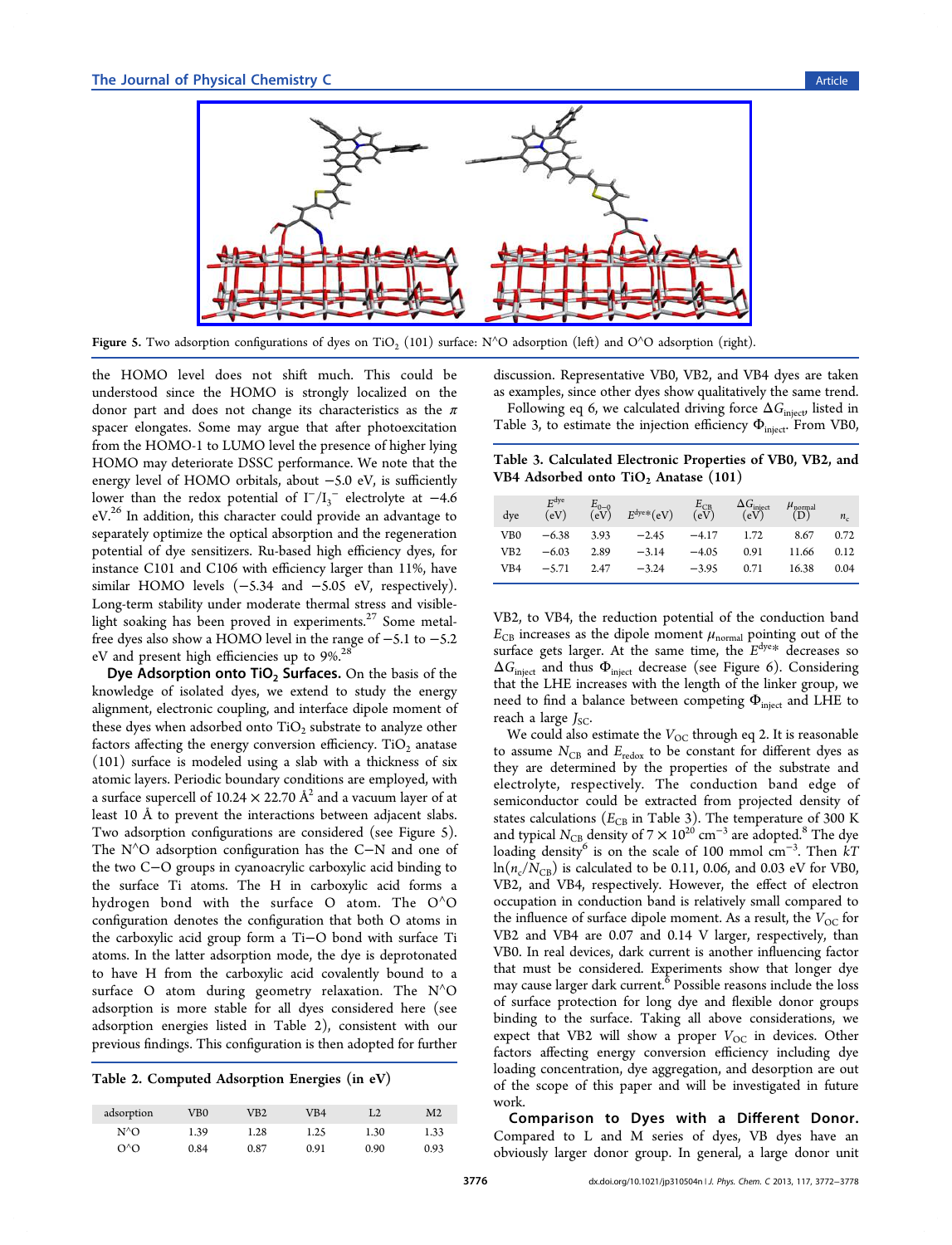Figure 5. Two adsorption configurations of dyes on $TiO_2$ (101) surface: N^O adsorption (left) and O^O adsorption (right).

the HOMO level does not shift much. This could be understood since the HOMO is strongly localized on the donor part and does not change its characteristics as the $\pi$ spacer elongates. Some may argue that after photoexcitation from the HOMO-1 to LUMO level the presence of higher lying HOMO may deteriorate DSSC performance. We note that the energy level of HOMO orbitals, about −5.0 eV, is sufficiently lower than the redox potential of $I^-/I_3^-$ electrolyte at −4.6 eV.[26] In addition, this character could provide an advantage to separately optimize the optical absorption and the regeneration potential of dye sensitizers. Ru-based high efficiency dyes, for instance C101 and C106 with efficiency larger than 11%, have similar HOMO levels (−5.34 and −5.05 eV, respectively). Long-term stability under moderate thermal stress and visible-light soaking has been proved in experiments.[27] Some metal-free dyes also show a HOMO level in the range of −5.1 to −5.2 eV and present high efficiencies up to 9%.[28]

**Dye Adsorption onto $TiO_2$ Surfaces.** On the basis of the knowledge of isolated dyes, we extend to study the energy alignment, electronic coupling, and interface dipole moment of these dyes when adsorbed onto $TiO_2$ substrate to analyze other factors affecting the energy conversion efficiency. $TiO_2$ anatase (101) surface is modeled using a slab with a thickness of six atomic layers. Periodic boundary conditions are employed, with a surface supercell of $10.24 \times 22.70$ Å$^2$ and a vacuum layer of at least 10 Å to prevent the interactions between adjacent slabs. Two adsorption configurations are considered (see Figure 5). The N^O adsorption configuration has the C−N and one of the two C−O groups in cyanoacrylic carboxylic acid binding to the surface Ti atoms. The H in carboxylic acid forms a hydrogen bond with the surface O atom. The O^O configuration denotes the configuration that both O atoms in the carboxylic acid group form a Ti−O bond with surface Ti atoms. In the latter adsorption mode, the dye is deprotonated to have H from the carboxylic acid covalently bound to a surface O atom during geometry relaxation. The N^O adsorption is more stable for all dyes considered here (see adsorption energies listed in Table 2), consistent with our previous findings. This configuration is then adopted for further discussion. Representative VB0, VB2, and VB4 dyes are taken as examples, since other dyes show qualitatively the same trend.

Table 2. Computed Adsorption Energies (in eV)

| adsorption | VB0 | VB2 | VB4 | L2 | M2 |
|---|---|---|---|---|---|
| N^O | 1.39 | 1.28 | 1.25 | 1.30 | 1.33 |
| O^O | 0.84 | 0.87 | 0.91 | 0.90 | 0.93 |

Following eq 6, we calculated driving force $\Delta G_{inject}$, listed in Table 3, to estimate the injection efficiency $\Phi_{inject}$. From VB0,

Table 3. Calculated Electronic Properties of VB0, VB2, and VB4 Adsorbed onto $TiO_2$ Anatase (101)

| dye | $E^{dye}$ (eV) | $E_{0-0}$ (eV) | $E^{dye*}$(eV) | $E_{CB}$ (eV) | $\Delta G_{inject}$ (eV) | $\mu_{normal}$ (D) | $n_c$ |
|---|---|---|---|---|---|---|---|
| VB0 | −6.38 | 3.93 | −2.45 | −4.17 | 1.72 | 8.67 | 0.72 |
| VB2 | −6.03 | 2.89 | −3.14 | −4.05 | 0.91 | 11.66 | 0.12 |
| VB4 | −5.71 | 2.47 | −3.24 | −3.95 | 0.71 | 16.38 | 0.04 |

VB2, to VB4, the reduction potential of the conduction band $E_{CB}$ increases as the dipole moment $\mu_{normal}$ pointing out of the surface gets larger. At the same time, the $E^{dye*}$ decreases so $\Delta G_{inject}$ and thus $\Phi_{inject}$ decrease (see Figure 6). Considering that the LHE increases with the length of the linker group, we need to find a balance between competing $\Phi_{inject}$ and LHE to reach a large $J_{SC}$.

We could also estimate the $V_{OC}$ through eq 2. It is reasonable to assume $N_{CB}$ and $E_{redox}$ to be constant for different dyes as they are determined by the properties of the substrate and electrolyte, respectively. The conduction band edge of semiconductor could be extracted from projected density of states calculations ($E_{CB}$ in Table 3). The temperature of 300 K and typical $N_{CB}$ density of $7 \times 10^{20}$ cm$^{-3}$ are adopted.[8] The dye loading density[6] is on the scale of 100 mmol cm$^{-3}$. Then $kT \ln(n_c/N_{CB})$ is calculated to be 0.11, 0.06, and 0.03 eV for VB0, VB2, and VB4, respectively. However, the effect of electron occupation in conduction band is relatively small compared to the influence of surface dipole moment. As a result, the $V_{OC}$ for VB2 and VB4 are 0.07 and 0.14 V larger, respectively, than VB0. In real devices, dark current is another influencing factor that must be considered. Experiments show that longer dye may cause larger dark current.[6] Possible reasons include the loss of surface protection for long dye and flexible donor groups binding to the surface. Taking all above considerations, we expect that VB2 will show a proper $V_{OC}$ in devices. Other factors affecting energy conversion efficiency including dye loading concentration, dye aggregation, and desorption are out of the scope of this paper and will be investigated in future work.

**Comparison to Dyes with a Different Donor.** Compared to L and M series of dyes, VB dyes have an obviously larger donor group. In general, a large donor unit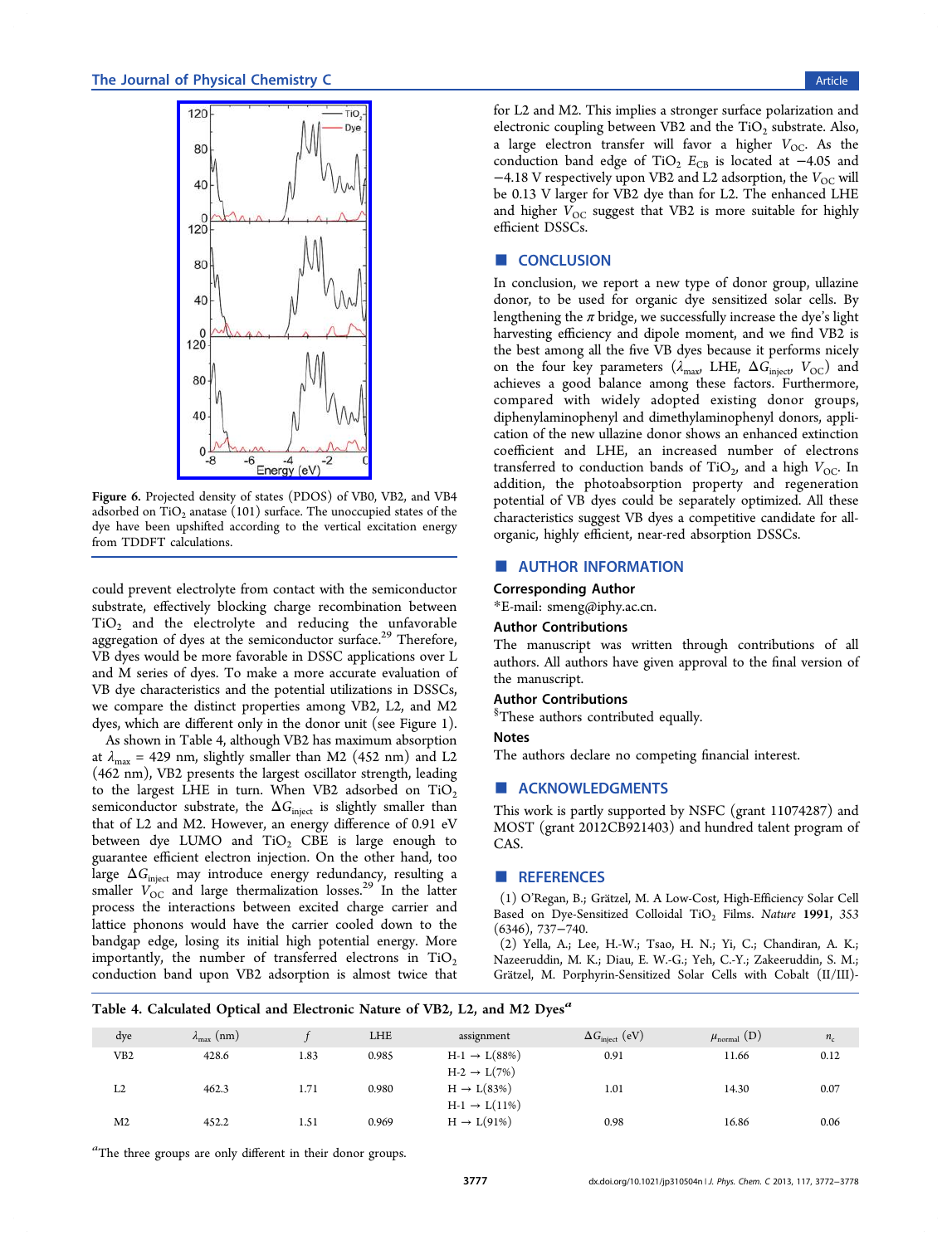Figure 6. Projected density of states (PDOS) of VB0, VB2, and VB4 adsorbed on $TiO_2$ anatase (101) surface. The unoccupied states of the dye have been upshifted according to the vertical excitation energy from TDDFT calculations.

could prevent electrolyte from contact with the semiconductor substrate, effectively blocking charge recombination between $TiO_2$ and the electrolyte and reducing the unfavorable aggregation of dyes at the semiconductor surface.[29] Therefore, VB dyes would be more favorable in DSSC applications over L and M series of dyes. To make a more accurate evaluation of VB dye characteristics and the potential utilizations in DSSCs, we compare the distinct properties among VB2, L2, and M2 dyes, which are different only in the donor unit (see Figure 1).

As shown in Table 4, although VB2 has maximum absorption at $\lambda_{max}$ = 429 nm, slightly smaller than M2 (452 nm) and L2 (462 nm), VB2 presents the largest oscillator strength, leading to the largest LHE in turn. When VB2 adsorbed on $TiO_2$ semiconductor substrate, the $\Delta G_{inject}$ is slightly smaller than that of L2 and M2. However, an energy difference of 0.91 eV between dye LUMO and $TiO_2$ CBE is large enough to guarantee efficient electron injection. On the other hand, too large $\Delta G_{inject}$ may introduce energy redundancy, resulting a smaller $V_{OC}$ and large thermalization losses.[29] In the latter process the interactions between excited charge carrier and lattice phonons would have the carrier cooled down to the bandgap edge, losing its initial high potential energy. More importantly, the number of transferred electrons in $TiO_2$ conduction band upon VB2 adsorption is almost twice that for L2 and M2. This implies a stronger surface polarization and electronic coupling between VB2 and the $TiO_2$ substrate. Also, a large electron transfer will favor a higher $V_{OC}$. As the conduction band edge of $TiO_2$ $E_{CB}$ is located at −4.05 and −4.18 V respectively upon VB2 and L2 adsorption, the $V_{OC}$ will be 0.13 V larger for VB2 dye than for L2. The enhanced LHE and higher $V_{OC}$ suggest that VB2 is more suitable for highly efficient DSSCs.

Table 4. Calculated Optical and Electronic Nature of VB2, L2, and M2 Dyes[a]

| dye | $\lambda_{max}$ (nm) | $f$ | LHE | assignment | $\Delta G_{inject}$ (eV) | $\mu_{normal}$ (D) | $n_c$ |
|---|---|---|---|---|---|---|---|
| VB2 | 428.6 | 1.83 | 0.985 | H-1 → L(88%) | 0.91 | 11.66 | 0.12 |
| | | | | H-2 → L(7%) | | | |
| L2 | 462.3 | 1.71 | 0.980 | H → L(83%) | 1.01 | 14.30 | 0.07 |
| | | | | H-1 → L(11%) | | | |
| M2 | 452.2 | 1.51 | 0.969 | H → L(91%) | 0.98 | 16.86 | 0.06 |

[a]The three groups are only different in their donor groups.

## CONCLUSION

In conclusion, we report a new type of donor group, ullazine donor, to be used for organic dye sensitized solar cells. By lengthening the π bridge, we successfully increase the dye's light harvesting efficiency and dipole moment, and we find VB2 is the best among all the five VB dyes because it performs nicely on the four key parameters ($\lambda_{max}$, LHE, $\Delta G_{inject}$, $V_{OC}$) and achieves a good balance among these factors. Furthermore, compared with widely adopted existing donor groups, diphenylaminophenyl and dimethylaminophenyl donors, application of the new ullazine donor shows an enhanced extinction coefficient and LHE, an increased number of electrons transferred to conduction bands of $TiO_2$, and a high $V_{OC}$. In addition, the photoabsorption property and regeneration potential of VB dyes could be separately optimized. All these characteristics suggest VB dyes a competitive candidate for all-organic, highly efficient, near-red absorption DSSCs.

## AUTHOR INFORMATION

### Corresponding Author

*E-mail: smeng@iphy.ac.cn.

### Author Contributions

The manuscript was written through contributions of all authors. All authors have given approval to the final version of the manuscript.

### Author Contributions

[§]These authors contributed equally.

### Notes

The authors declare no competing financial interest.

## ACKNOWLEDGMENTS

This work is partly supported by NSFC (grant 11074287) and MOST (grant 2012CB921403) and hundred talent program of CAS.

## REFERENCES

(1) O'Regan, B.; Grätzel, M. A Low-Cost, High-Efficiency Solar Cell Based on Dye-Sensitized Colloidal $TiO_2$ Films. *Nature* **1991**, *353* (6346), 737−740.

(2) Yella, A.; Lee, H.-W.; Tsao, H. N.; Yi, C.; Chandiran, A. K.; Nazeeruddin, M. K.; Diau, E. W.-G.; Yeh, C.-Y.; Zakeeruddin, S. M.; Grätzel, M. Porphyrin-Sensitized Solar Cells with Cobalt (II/III)-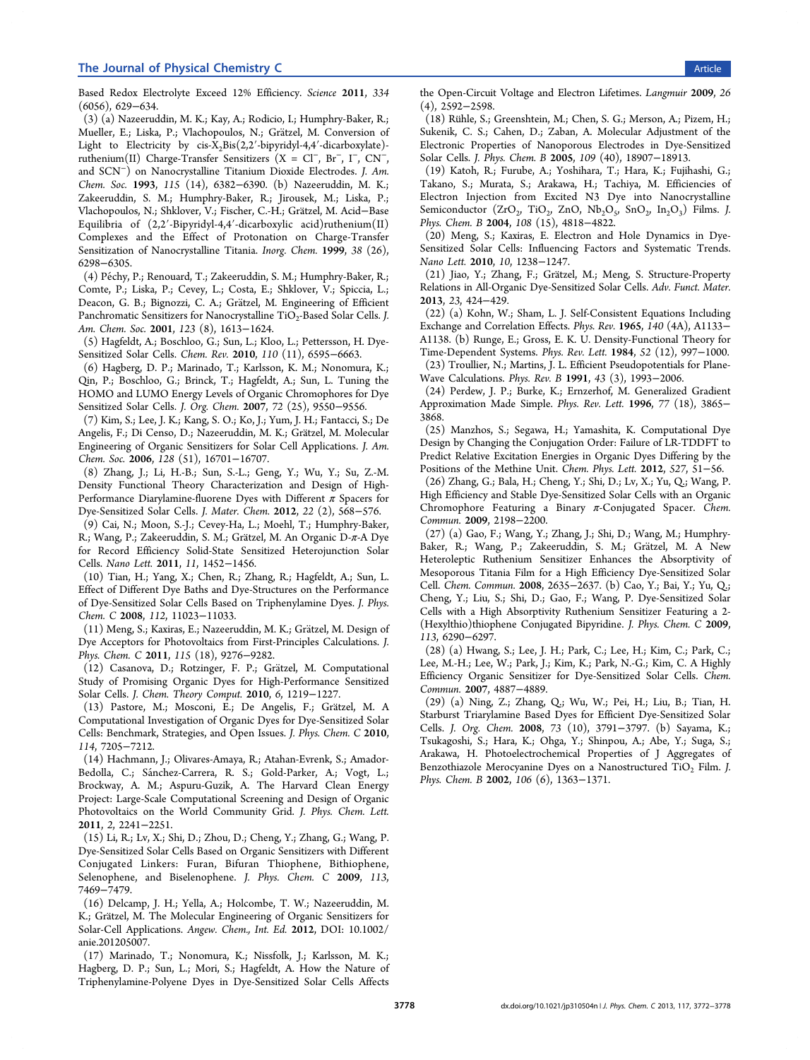Based Redox Electrolyte Exceed 12% Efficiency. *Science* **2011**, *334* (6056), 629−634.

(3) (a) Nazeeruddin, M. K.; Kay, A.; Rodicio, I.; Humphry-Baker, R.; Mueller, E.; Liska, P.; Vlachopoulos, N.; Grätzel, M. Conversion of Light to Electricity by cis-$X_2$Bis(2,2′-bipyridyl-4,4′-dicarboxylate)-ruthenium(II) Charge-Transfer Sensitizers ($X = Cl^−$, $Br^−$, $I^−$, $CN^−$, and $SCN^−$) on Nanocrystalline Titanium Dioxide Electrodes. *J. Am. Chem. Soc.* **1993**, *115* (14), 6382−6390. (b) Nazeeruddin, M. K.; Zakeeruddin, S. M.; Humphry-Baker, R.; Jirousek, M.; Liska, P.; Vlachopoulos, N.; Shklover, V.; Fischer, C.-H.; Grätzel, M. Acid−Base Equilibria of (2,2′-Bipyridyl-4,4′-dicarboxylic acid)ruthenium(II) Complexes and the Effect of Protonation on Charge-Transfer Sensitization of Nanocrystalline Titania. *Inorg. Chem.* **1999**, *38* (26), 6298−6305.

(4) Péchy, P.; Renouard, T.; Zakeeruddin, S. M.; Humphry-Baker, R.; Comte, P.; Liska, P.; Cevey, L.; Costa, E.; Shklover, V.; Spiccia, L.; Deacon, G. B.; Bignozzi, C. A.; Grätzel, M. Engineering of Efficient Panchromatic Sensitizers for Nanocrystalline $TiO_2$-Based Solar Cells. *J. Am. Chem. Soc.* **2001**, *123* (8), 1613−1624.

(5) Hagfeldt, A.; Boschloo, G.; Sun, L.; Kloo, L.; Pettersson, H. Dye-Sensitized Solar Cells. *Chem. Rev.* **2010**, *110* (11), 6595−6663.

(6) Hagberg, D. P.; Marinado, T.; Karlsson, K. M.; Nonomura, K.; Qin, P.; Boschloo, G.; Brinck, T.; Hagfeldt, A.; Sun, L. Tuning the HOMO and LUMO Energy Levels of Organic Chromophores for Dye Sensitized Solar Cells. *J. Org. Chem.* **2007**, *72* (25), 9550−9556.

(7) Kim, S.; Lee, J. K.; Kang, S. O.; Ko, J.; Yum, J. H.; Fantacci, S.; De Angelis, F.; Di Censo, D.; Nazeeruddin, M. K.; Grätzel, M. Molecular Engineering of Organic Sensitizers for Solar Cell Applications. *J. Am. Chem. Soc.* **2006**, *128* (51), 16701−16707.

(8) Zhang, J.; Li, H.-B.; Sun, S.-L.; Geng, Y.; Wu, Y.; Su, Z.-M. Density Functional Theory Characterization and Design of High-Performance Diarylamine-fluorene Dyes with Different $\pi$ Spacers for Dye-Sensitized Solar Cells. *J. Mater. Chem.* **2012**, *22* (2), 568−576.

(9) Cai, N.; Moon, S.-J.; Cevey-Ha, L.; Moehl, T.; Humphry-Baker, R.; Wang, P.; Zakeeruddin, S. M.; Grätzel, M. An Organic D-$\pi$-A Dye for Record Efficiency Solid-State Sensitized Heterojunction Solar Cells. *Nano Lett.* **2011**, *11*, 1452−1456.

(10) Tian, H.; Yang, X.; Chen, R.; Zhang, R.; Hagfeldt, A.; Sun, L. Effect of Different Dye Baths and Dye-Structures on the Performance of Dye-Sensitized Solar Cells Based on Triphenylamine Dyes. *J. Phys. Chem. C* **2008**, *112*, 11023−11033.

(11) Meng, S.; Kaxiras, E.; Nazeeruddin, M. K.; Grätzel, M. Design of Dye Acceptors for Photovoltaics from First-Principles Calculations. *J. Phys. Chem. C* **2011**, *115* (18), 9276−9282.

(12) Casanova, D.; Rotzinger, F. P.; Grätzel, M. Computational Study of Promising Organic Dyes for High-Performance Sensitized Solar Cells. *J. Chem. Theory Comput.* **2010**, *6*, 1219−1227.

(13) Pastore, M.; Mosconi, E.; De Angelis, F.; Grätzel, M. A Computational Investigation of Organic Dyes for Dye-Sensitized Solar Cells: Benchmark, Strategies, and Open Issues. *J. Phys. Chem. C* **2010**, *114*, 7205−7212.

(14) Hachmann, J.; Olivares-Amaya, R.; Atahan-Evrenk, S.; Amador-Bedolla, C.; Sánchez-Carrera, R. S.; Gold-Parker, A.; Vogt, L.; Brockway, A. M.; Aspuru-Guzik, A. The Harvard Clean Energy Project: Large-Scale Computational Screening and Design of Organic Photovoltaics on the World Community Grid. *J. Phys. Chem. Lett.* **2011**, *2*, 2241−2251.

(15) Li, R.; Lv, X.; Shi, D.; Zhou, D.; Cheng, Y.; Zhang, G.; Wang, P. Dye-Sensitized Solar Cells Based on Organic Sensitizers with Different Conjugated Linkers: Furan, Bifuran Thiophene, Bithiophene, Selenophene, and Biselenophene. *J. Phys. Chem. C* **2009**, *113*, 7469−7479.

(16) Delcamp, J. H.; Yella, A.; Holcombe, T. W.; Nazeeruddin, M. K.; Grätzel, M. The Molecular Engineering of Organic Sensitizers for Solar-Cell Applications. *Angew. Chem., Int. Ed.* **2012**, DOI: 10.1002/anie.201205007.

(17) Marinado, T.; Nonomura, K.; Nissfolk, J.; Karlsson, M. K.; Hagberg, D. P.; Sun, L.; Mori, S.; Hagfeldt, A. How the Nature of Triphenylamine-Polyene Dyes in Dye-Sensitized Solar Cells Affects the Open-Circuit Voltage and Electron Lifetimes. *Langmuir* **2009**, *26* (4), 2592−2598.

(18) Rühle, S.; Greenshtein, M.; Chen, S. G.; Merson, A.; Pizem, H.; Sukenik, C. S.; Cahen, D.; Zaban, A. Molecular Adjustment of the Electronic Properties of Nanoporous Electrodes in Dye-Sensitized Solar Cells. *J. Phys. Chem. B* **2005**, *109* (40), 18907−18913.

(19) Katoh, R.; Furube, A.; Yoshihara, T.; Hara, K.; Fujihashi, G.; Takano, S.; Murata, S.; Arakawa, H.; Tachiya, M. Efficiencies of Electron Injection from Excited N3 Dye into Nanocrystalline Semiconductor ($ZrO_2$, $TiO_2$, ZnO, $Nb_2O_5$, $SnO_2$, $In_2O_3$) Films. *J. Phys. Chem. B* **2004**, *108* (15), 4818−4822.

(20) Meng, S.; Kaxiras, E. Electron and Hole Dynamics in Dye-Sensitized Solar Cells: Influencing Factors and Systematic Trends. *Nano Lett.* **2010**, *10*, 1238−1247.

(21) Jiao, Y.; Zhang, F.; Grätzel, M.; Meng, S. Structure-Property Relations in All-Organic Dye-Sensitized Solar Cells. *Adv. Funct. Mater.* **2013**, *23*, 424−429.

(22) (a) Kohn, W.; Sham, L. J. Self-Consistent Equations Including Exchange and Correlation Effects. *Phys. Rev.* **1965**, *140* (4A), A1133−A1138. (b) Runge, E.; Gross, E. K. U. Density-Functional Theory for Time-Dependent Systems. *Phys. Rev. Lett.* **1984**, *52* (12), 997−1000.

(23) Troullier, N.; Martins, J. L. Efficient Pseudopotentials for Plane-Wave Calculations. *Phys. Rev. B* **1991**, *43* (3), 1993−2006.

(24) Perdew, J. P.; Burke, K.; Ernzerhof, M. Generalized Gradient Approximation Made Simple. *Phys. Rev. Lett.* **1996**, *77* (18), 3865−3868.

(25) Manzhos, S.; Segawa, H.; Yamashita, K. Computational Dye Design by Changing the Conjugation Order: Failure of LR-TDDFT to Predict Relative Excitation Energies in Organic Dyes Differing by the Positions of the Methine Unit. *Chem. Phys. Lett.* **2012**, *527*, 51−56.

(26) Zhang, G.; Bala, H.; Cheng, Y.; Shi, D.; Lv, X.; Yu, Q.; Wang, P. High Efficiency and Stable Dye-Sensitized Solar Cells with an Organic Chromophore Featuring a Binary $\pi$-Conjugated Spacer. *Chem. Commun.* **2009**, 2198−2200.

(27) (a) Gao, F.; Wang, Y.; Zhang, J.; Shi, D.; Wang, M.; Humphry-Baker, R.; Wang, P.; Zakeeruddin, S. M.; Grätzel, M. A New Heteroleptic Ruthenium Sensitizer Enhances the Absorptivity of Mesoporous Titania Film for a High Efficiency Dye-Sensitized Solar Cell. *Chem. Commun.* **2008**, 2635−2637. (b) Cao, Y.; Bai, Y.; Yu, Q.; Cheng, Y.; Liu, S.; Shi, D.; Gao, F.; Wang, P. Dye-Sensitized Solar Cells with a High Absorptivity Ruthenium Sensitizer Featuring a 2-(Hexylthio)thiophene Conjugated Bipyridine. *J. Phys. Chem. C* **2009**, *113*, 6290−6297.

(28) (a) Hwang, S.; Lee, J. H.; Park, C.; Lee, H.; Kim, C.; Park, C.; Lee, M.-H.; Lee, W.; Park, J.; Kim, K.; Park, N.-G.; Kim, C. A Highly Efficiency Organic Sensitizer for Dye-Sensitized Solar Cells. *Chem. Commun.* **2007**, 4887−4889.

(29) (a) Ning, Z.; Zhang, Q.; Wu, W.; Pei, H.; Liu, B.; Tian, H. Starburst Triarylamine Based Dyes for Efficient Dye-Sensitized Solar Cells. *J. Org. Chem.* **2008**, *73* (10), 3791−3797. (b) Sayama, K.; Tsukagoshi, S.; Hara, K.; Ohga, Y.; Shinpou, A.; Abe, Y.; Suga, S.; Arakawa, H. Photoelectrochemical Properties of J Aggregates of Benzothiazole Merocyanine Dyes on a Nanostructured $TiO_2$ Film. *J. Phys. Chem. B* **2002**, *106* (6), 1363−1371.